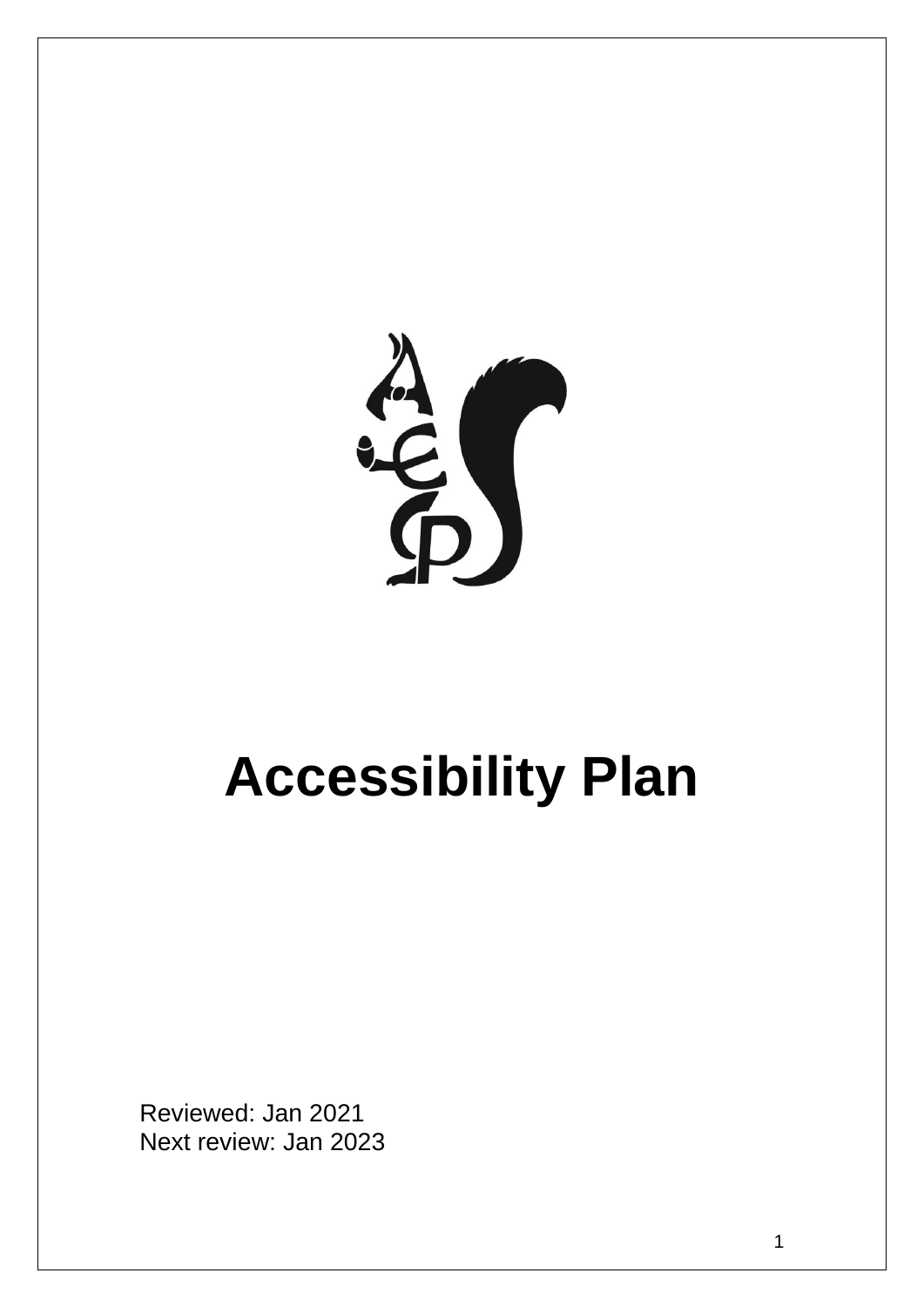# Accessibility Plan

Reviewed: Jan 2021
Next review: Jan 2023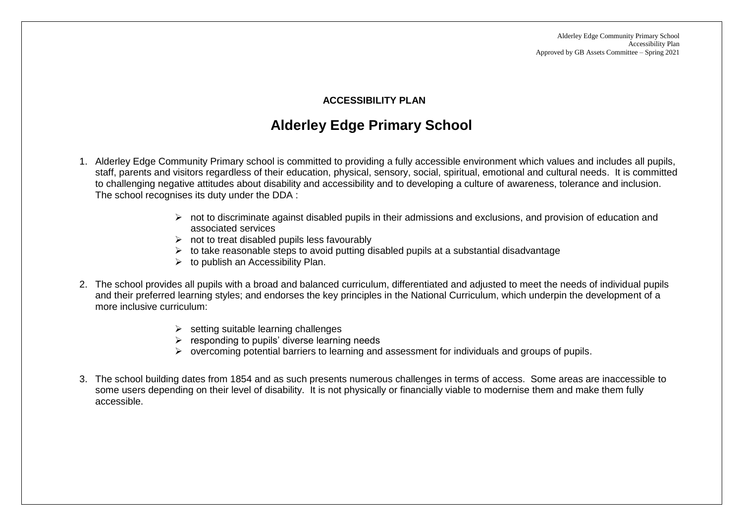**ACCESSIBILITY PLAN**

# Alderley Edge Primary School

1. Alderley Edge Community Primary school is committed to providing a fully accessible environment which values and includes all pupils, staff, parents and visitors regardless of their education, physical, sensory, social, spiritual, emotional and cultural needs. It is committed to challenging negative attitudes about disability and accessibility and to developing a culture of awareness, tolerance and inclusion. The school recognises its duty under the DDA :

    - not to discriminate against disabled pupils in their admissions and exclusions, and provision of education and associated services
    - not to treat disabled pupils less favourably
    - to take reasonable steps to avoid putting disabled pupils at a substantial disadvantage
    - to publish an Accessibility Plan.

2. The school provides all pupils with a broad and balanced curriculum, differentiated and adjusted to meet the needs of individual pupils and their preferred learning styles; and endorses the key principles in the National Curriculum, which underpin the development of a more inclusive curriculum:

    - setting suitable learning challenges
    - responding to pupils' diverse learning needs
    - overcoming potential barriers to learning and assessment for individuals and groups of pupils.

3. The school building dates from 1854 and as such presents numerous challenges in terms of access. Some areas are inaccessible to some users depending on their level of disability. It is not physically or financially viable to modernise them and make them fully accessible.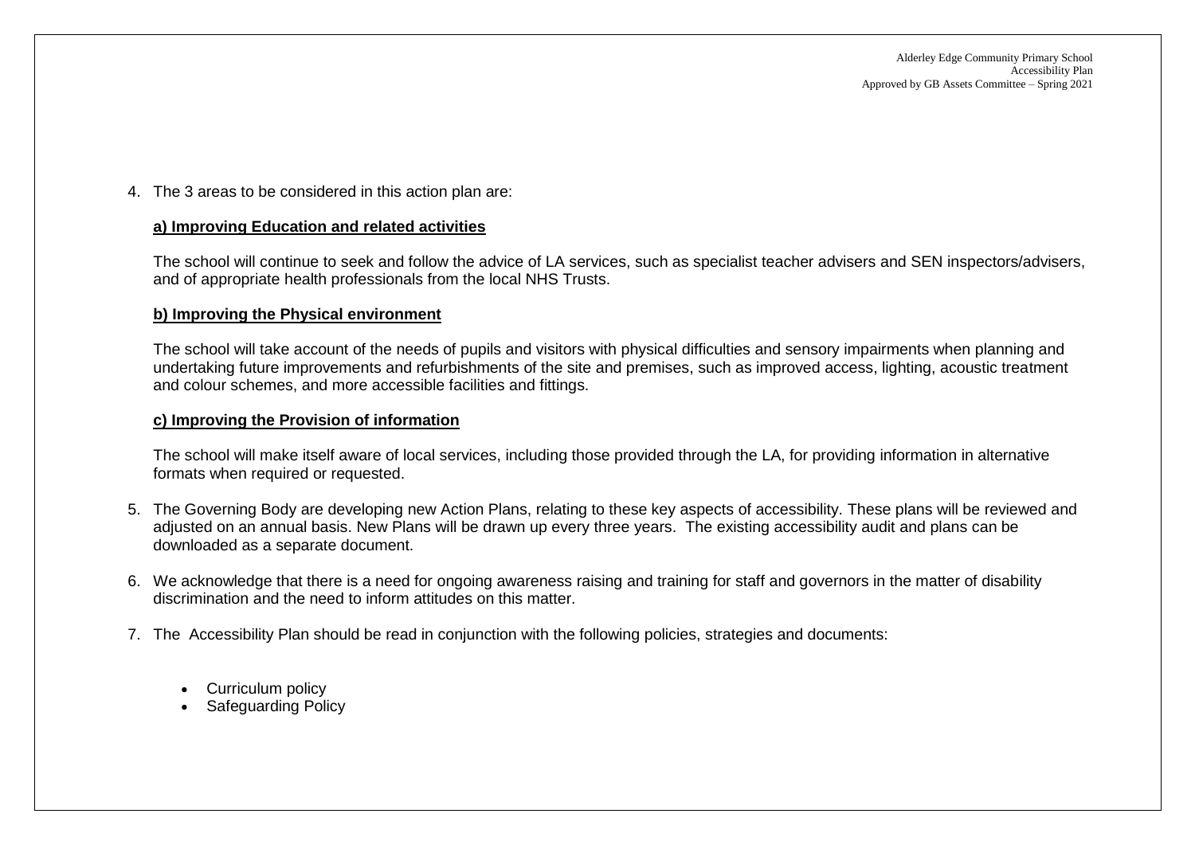4. The 3 areas to be considered in this action plan are:

   **a) Improving Education and related activities**

   The school will continue to seek and follow the advice of LA services, such as specialist teacher advisers and SEN inspectors/advisers, and of appropriate health professionals from the local NHS Trusts.

   **b) Improving the Physical environment**

   The school will take account of the needs of pupils and visitors with physical difficulties and sensory impairments when planning and undertaking future improvements and refurbishments of the site and premises, such as improved access, lighting, acoustic treatment and colour schemes, and more accessible facilities and fittings.

   **c) Improving the Provision of information**

   The school will make itself aware of local services, including those provided through the LA, for providing information in alternative formats when required or requested.

5. The Governing Body are developing new Action Plans, relating to these key aspects of accessibility. These plans will be reviewed and adjusted on an annual basis. New Plans will be drawn up every three years. The existing accessibility audit and plans can be downloaded as a separate document.

6. We acknowledge that there is a need for ongoing awareness raising and training for staff and governors in the matter of disability discrimination and the need to inform attitudes on this matter.

7. The Accessibility Plan should be read in conjunction with the following policies, strategies and documents:

   - Curriculum policy
   - Safeguarding Policy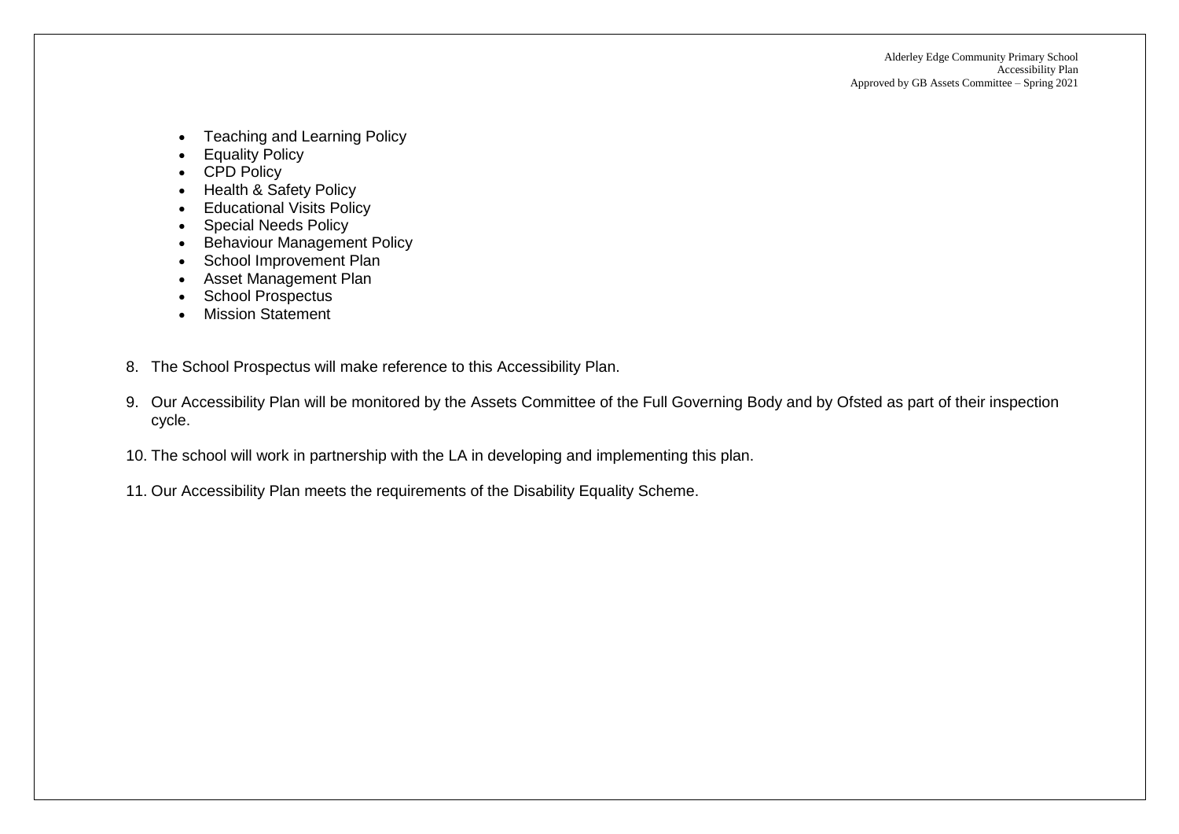- Teaching and Learning Policy
- Equality Policy
- CPD Policy
- Health & Safety Policy
- Educational Visits Policy
- Special Needs Policy
- Behaviour Management Policy
- School Improvement Plan
- Asset Management Plan
- School Prospectus
- Mission Statement

8. The School Prospectus will make reference to this Accessibility Plan.
9. Our Accessibility Plan will be monitored by the Assets Committee of the Full Governing Body and by Ofsted as part of their inspection cycle.
10. The school will work in partnership with the LA in developing and implementing this plan.
11. Our Accessibility Plan meets the requirements of the Disability Equality Scheme.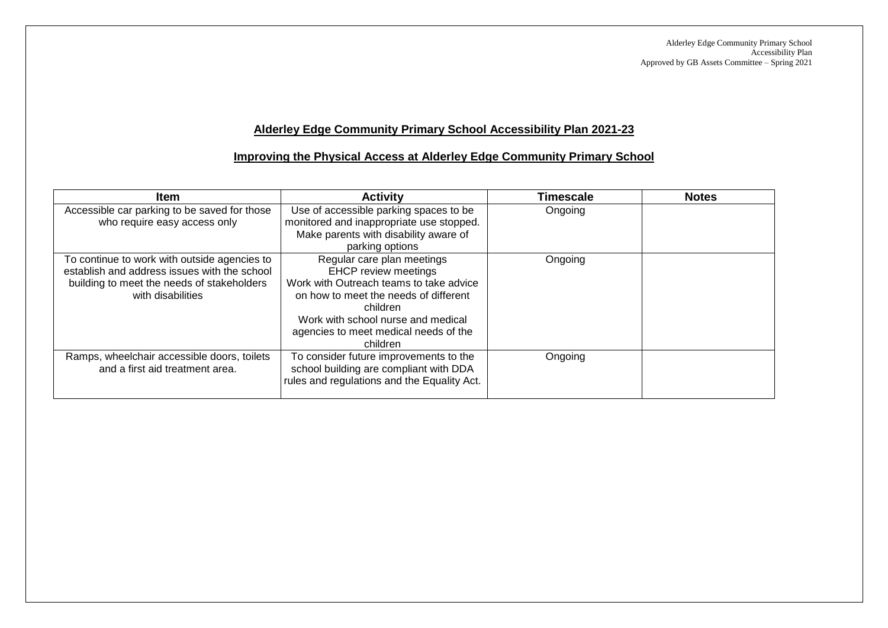## Alderley Edge Community Primary School Accessibility Plan 2021-23

### Improving the Physical Access at Alderley Edge Community Primary School

| Item | Activity | Timescale | Notes |
|---|---|---|---|
| Accessible car parking to be saved for those who require easy access only | Use of accessible parking spaces to be monitored and inappropriate use stopped. Make parents with disability aware of parking options | Ongoing | |
| To continue to work with outside agencies to establish and address issues with the school building to meet the needs of stakeholders with disabilities | Regular care plan meetings<br>EHCP review meetings<br>Work with Outreach teams to take advice on how to meet the needs of different children<br>Work with school nurse and medical agencies to meet medical needs of the children | Ongoing | |
| Ramps, wheelchair accessible doors, toilets and a first aid treatment area. | To consider future improvements to the school building are compliant with DDA rules and regulations and the Equality Act. | Ongoing | |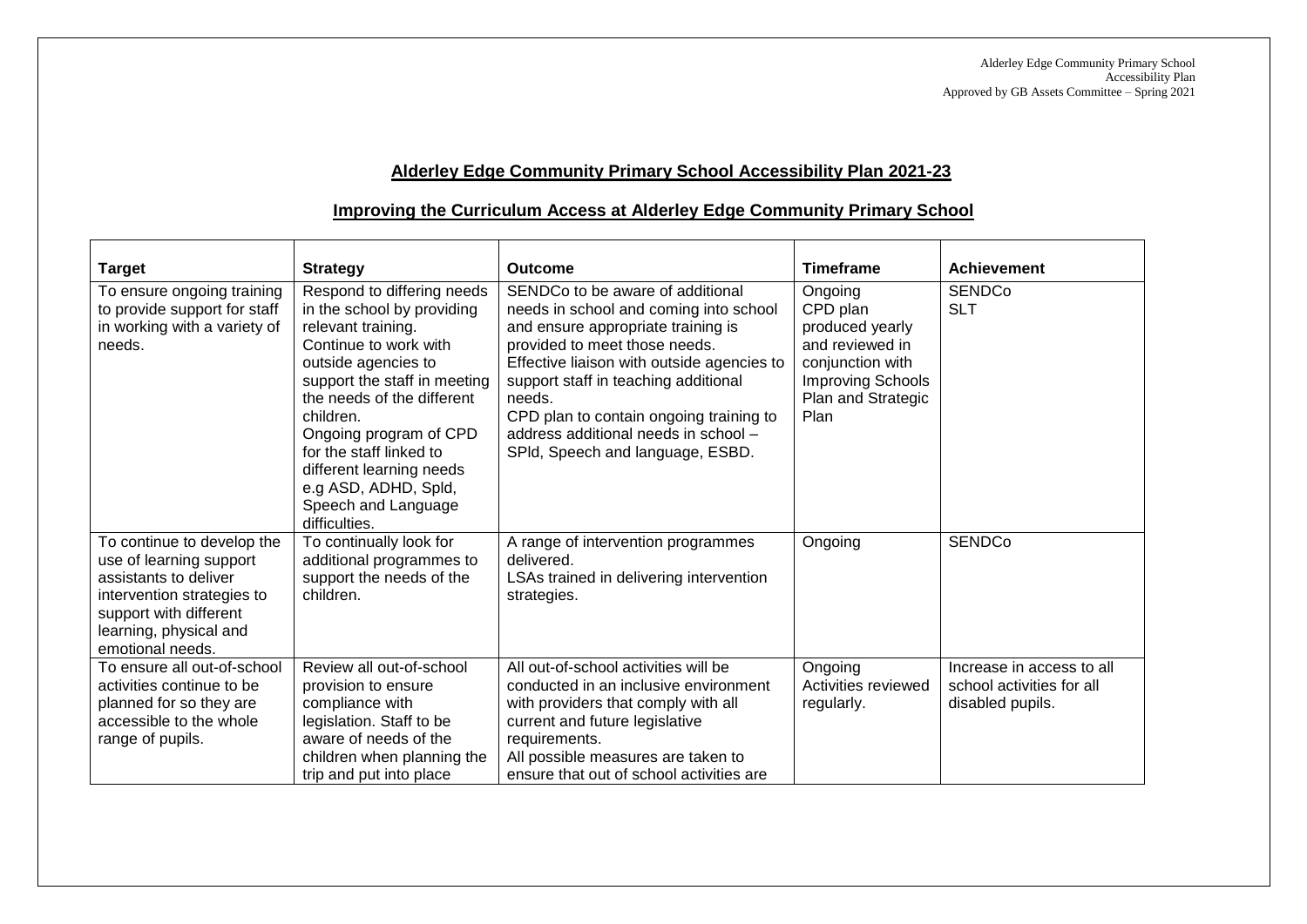## Alderley Edge Community Primary School Accessibility Plan 2021-23

### Improving the Curriculum Access at Alderley Edge Community Primary School

| Target | Strategy | Outcome | Timeframe | Achievement |
|---|---|---|---|---|
| To ensure ongoing training to provide support for staff in working with a variety of needs. | Respond to differing needs in the school by providing relevant training. Continue to work with outside agencies to support the staff in meeting the needs of the different children. Ongoing program of CPD for the staff linked to different learning needs e.g ASD, ADHD, Spld, Speech and Language difficulties. | SENDCo to be aware of additional needs in school and coming into school and ensure appropriate training is provided to meet those needs. Effective liaison with outside agencies to support staff in teaching additional needs. CPD plan to contain ongoing training to address additional needs in school – SPld, Speech and language, ESBD. | Ongoing CPD plan produced yearly and reviewed in conjunction with Improving Schools Plan and Strategic Plan | SENDCo SLT |
| To continue to develop the use of learning support assistants to deliver intervention strategies to support with different learning, physical and emotional needs. | To continually look for additional programmes to support the needs of the children. | A range of intervention programmes delivered. LSAs trained in delivering intervention strategies. | Ongoing | SENDCo |
| To ensure all out-of-school activities continue to be planned for so they are accessible to the whole range of pupils. | Review all out-of-school provision to ensure compliance with legislation. Staff to be aware of needs of the children when planning the trip and put into place | All out-of-school activities will be conducted in an inclusive environment with providers that comply with all current and future legislative requirements. All possible measures are taken to ensure that out of school activities are | Ongoing Activities reviewed regularly. | Increase in access to all school activities for all disabled pupils. |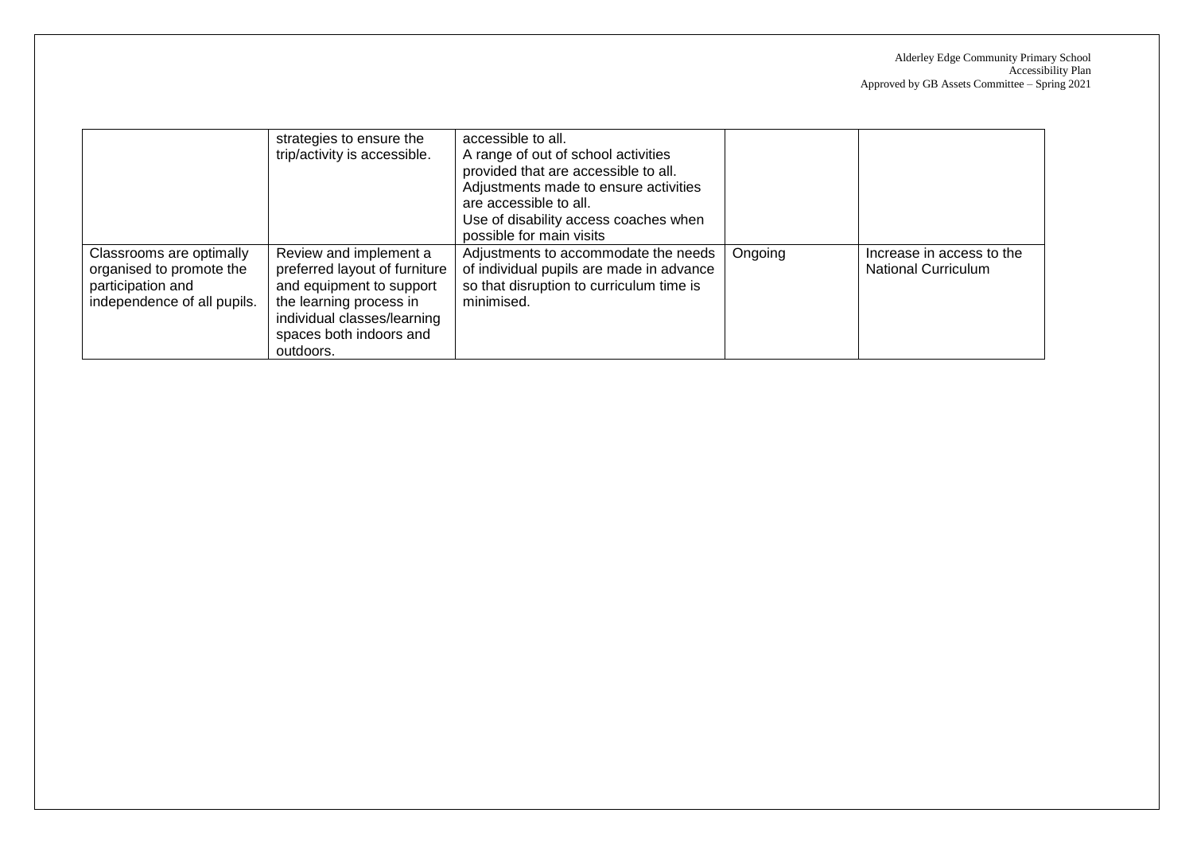| | | | | |
|---|---|---|---|---|
| | strategies to ensure the trip/activity is accessible. | accessible to all.<br>A range of out of school activities provided that are accessible to all.<br>Adjustments made to ensure activities are accessible to all.<br>Use of disability access coaches when possible for main visits | | |
| Classrooms are optimally organised to promote the participation and independence of all pupils. | Review and implement a preferred layout of furniture and equipment to support the learning process in individual classes/learning spaces both indoors and outdoors. | Adjustments to accommodate the needs of individual pupils are made in advance so that disruption to curriculum time is minimised. | Ongoing | Increase in access to the National Curriculum |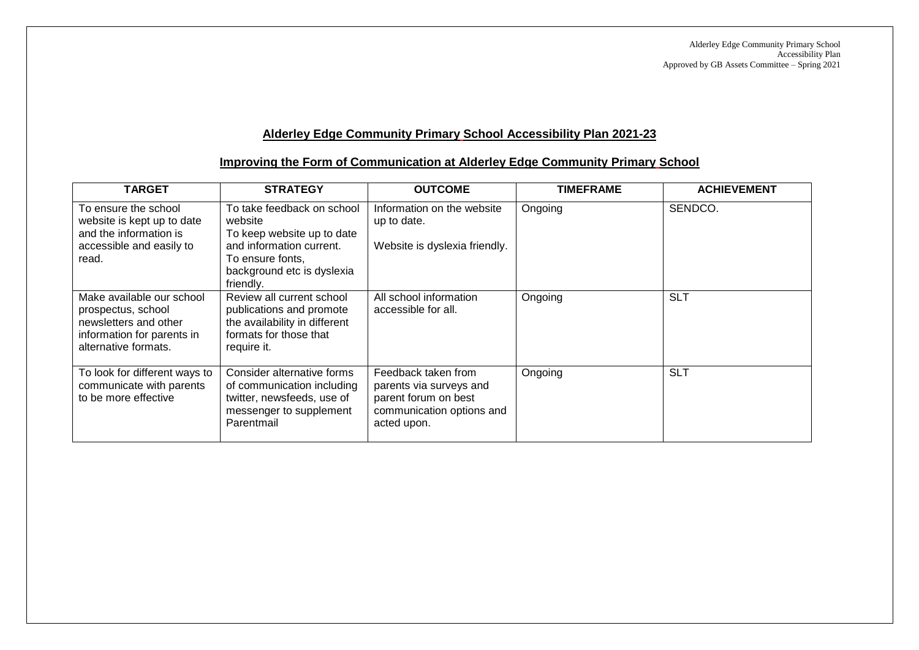## Alderley Edge Community Primary School Accessibility Plan 2021-23

### Improving the Form of Communication at Alderley Edge Community Primary School

| TARGET | STRATEGY | OUTCOME | TIMEFRAME | ACHIEVEMENT |
|---|---|---|---|---|
| To ensure the school website is kept up to date and the information is accessible and easily to read. | To take feedback on school website<br>To keep website up to date and information current.<br>To ensure fonts, background etc is dyslexia friendly. | Information on the website up to date.<br><br>Website is dyslexia friendly. | Ongoing | SENDCO. |
| Make available our school prospectus, school newsletters and other information for parents in alternative formats. | Review all current school publications and promote the availability in different formats for those that require it. | All school information accessible for all. | Ongoing | SLT |
| To look for different ways to communicate with parents to be more effective | Consider alternative forms of communication including twitter, newsfeeds, use of messenger to supplement Parentmail | Feedback taken from parents via surveys and parent forum on best communication options and acted upon. | Ongoing | SLT |